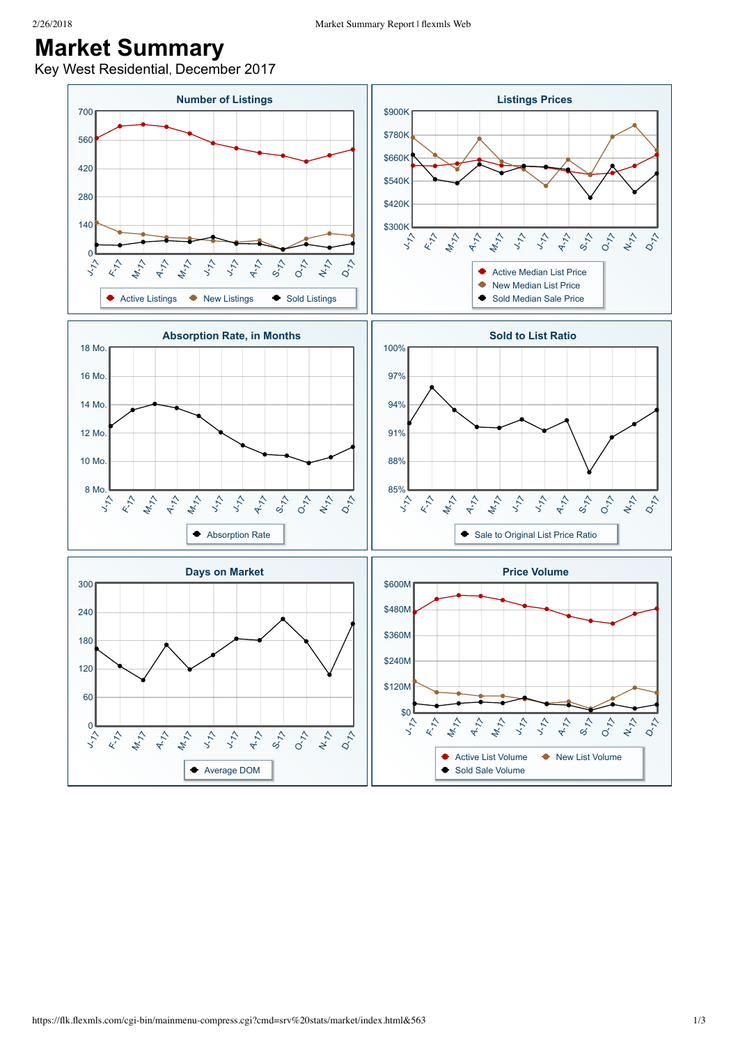# Market Summary

Key West Residential, December 2017

## Number of Listings

700, 560, 420, 280, 140, 0

J-17, F-17, M-17, A-17, M-17, J-17, J-17, A-17, S-17, O-17, N-17, D-17

Active Listings | New Listings | Sold Listings

## Listings Prices

$900K, $780K, $660K, $540K, $420K, $300K

J-17, F-17, M-17, A-17, M-17, J-17, J-17, A-17, S-17, O-17, N-17, D-17

Active Median List Price | New Median List Price | Sold Median Sale Price

## Absorption Rate, in Months

18 Mo., 16 Mo., 14 Mo., 12 Mo., 10 Mo., 8 Mo.

J-17, F-17, M-17, A-17, M-17, J-17, J-17, A-17, S-17, O-17, N-17, D-17

Absorption Rate

## Sold to List Ratio

100%, 97%, 94%, 91%, 88%, 85%

J-17, F-17, M-17, A-17, M-17, J-17, J-17, A-17, S-17, O-17, N-17, D-17

Sale to Original List Price Ratio

## Days on Market

300, 240, 180, 120, 60, 0

J-17, F-17, M-17, A-17, M-17, J-17, J-17, A-17, S-17, O-17, N-17, D-17

Average DOM

## Price Volume

$600M, $480M, $360M, $240M, $120M, $0

J-17, F-17, M-17, A-17, M-17, J-17, J-17, A-17, S-17, O-17, N-17, D-17

Active List Volume | New List Volume | Sold Sale Volume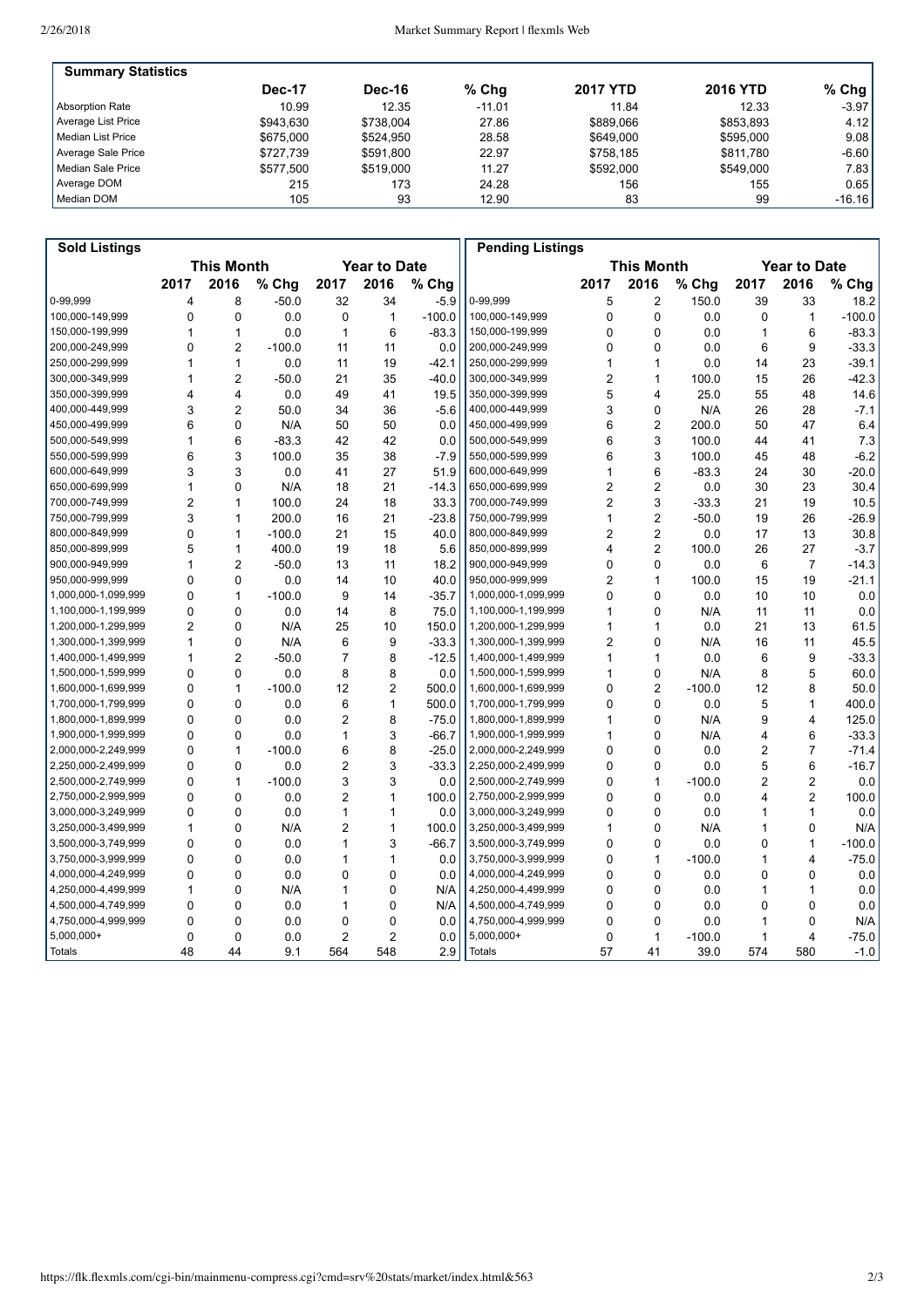| Summary Statistics | Dec-17 | Dec-16 | % Chg | 2017 YTD | 2016 YTD | % Chg |
|---|---|---|---|---|---|---|
| Absorption Rate | 10.99 | 12.35 | -11.01 | 11.84 | 12.33 | -3.97 |
| Average List Price | $943,630 | $738,004 | 27.86 | $889,066 | $853,893 | 4.12 |
| Median List Price | $675,000 | $524,950 | 28.58 | $649,000 | $595,000 | 9.08 |
| Average Sale Price | $727,739 | $591,800 | 22.97 | $758,185 | $811,780 | -6.60 |
| Median Sale Price | $577,500 | $519,000 | 11.27 | $592,000 | $549,000 | 7.83 |
| Average DOM | 215 | 173 | 24.28 | 156 | 155 | 0.65 |
| Median DOM | 105 | 93 | 12.90 | 83 | 99 | -16.16 |

| Sold Listings | This Month | | | Year to Date | | |
|---|---|---|---|---|---|---|
| | 2017 | 2016 | % Chg | 2017 | 2016 | % Chg |
| 0-99,999 | 4 | 8 | -50.0 | 32 | 34 | -5.9 |
| 100,000-149,999 | 0 | 0 | 0.0 | 0 | 1 | -100.0 |
| 150,000-199,999 | 1 | 1 | 0.0 | 1 | 6 | -83.3 |
| 200,000-249,999 | 0 | 2 | -100.0 | 11 | 11 | 0.0 |
| 250,000-299,999 | 1 | 1 | 0.0 | 11 | 19 | -42.1 |
| 300,000-349,999 | 1 | 2 | -50.0 | 21 | 35 | -40.0 |
| 350,000-399,999 | 4 | 4 | 0.0 | 49 | 41 | 19.5 |
| 400,000-449,999 | 3 | 2 | 50.0 | 34 | 36 | -5.6 |
| 450,000-499,999 | 6 | 0 | N/A | 50 | 50 | 0.0 |
| 500,000-549,999 | 1 | 6 | -83.3 | 42 | 42 | 0.0 |
| 550,000-599,999 | 6 | 3 | 100.0 | 35 | 38 | -7.9 |
| 600,000-649,999 | 3 | 3 | 0.0 | 41 | 27 | 51.9 |
| 650,000-699,999 | 1 | 0 | N/A | 18 | 21 | -14.3 |
| 700,000-749,999 | 2 | 1 | 100.0 | 24 | 18 | 33.3 |
| 750,000-799,999 | 3 | 1 | 200.0 | 16 | 21 | -23.8 |
| 800,000-849,999 | 0 | 1 | -100.0 | 21 | 15 | 40.0 |
| 850,000-899,999 | 5 | 1 | 400.0 | 19 | 18 | 5.6 |
| 900,000-949,999 | 1 | 2 | -50.0 | 13 | 11 | 18.2 |
| 950,000-999,999 | 0 | 0 | 0.0 | 14 | 10 | 40.0 |
| 1,000,000-1,099,999 | 0 | 1 | -100.0 | 9 | 14 | -35.7 |
| 1,100,000-1,199,999 | 0 | 0 | 0.0 | 14 | 8 | 75.0 |
| 1,200,000-1,299,999 | 2 | 0 | N/A | 25 | 10 | 150.0 |
| 1,300,000-1,399,999 | 1 | 0 | N/A | 6 | 9 | -33.3 |
| 1,400,000-1,499,999 | 1 | 2 | -50.0 | 7 | 8 | -12.5 |
| 1,500,000-1,599,999 | 0 | 0 | 0.0 | 8 | 8 | 0.0 |
| 1,600,000-1,699,999 | 0 | 1 | -100.0 | 12 | 2 | 500.0 |
| 1,700,000-1,799,999 | 0 | 0 | 0.0 | 6 | 1 | 500.0 |
| 1,800,000-1,899,999 | 0 | 0 | 0.0 | 2 | 8 | -75.0 |
| 1,900,000-1,999,999 | 0 | 0 | 0.0 | 1 | 3 | -66.7 |
| 2,000,000-2,249,999 | 0 | 1 | -100.0 | 6 | 8 | -25.0 |
| 2,250,000-2,499,999 | 0 | 0 | 0.0 | 2 | 3 | -33.3 |
| 2,500,000-2,749,999 | 0 | 1 | -100.0 | 3 | 3 | 0.0 |
| 2,750,000-2,999,999 | 0 | 0 | 0.0 | 2 | 1 | 100.0 |
| 3,000,000-3,249,999 | 0 | 0 | 0.0 | 1 | 1 | 0.0 |
| 3,250,000-3,499,999 | 1 | 0 | N/A | 2 | 1 | 100.0 |
| 3,500,000-3,749,999 | 0 | 0 | 0.0 | 1 | 3 | -66.7 |
| 3,750,000-3,999,999 | 0 | 0 | 0.0 | 1 | 1 | 0.0 |
| 4,000,000-4,249,999 | 0 | 0 | 0.0 | 0 | 0 | 0.0 |
| 4,250,000-4,499,999 | 1 | 0 | N/A | 1 | 0 | N/A |
| 4,500,000-4,749,999 | 0 | 0 | 0.0 | 1 | 0 | N/A |
| 4,750,000-4,999,999 | 0 | 0 | 0.0 | 0 | 0 | 0.0 |
| 5,000,000+ | 0 | 0 | 0.0 | 2 | 2 | 0.0 |
| Totals | 48 | 44 | 9.1 | 564 | 548 | 2.9 |

| Pending Listings | This Month | | | Year to Date | | |
|---|---|---|---|---|---|---|
| | 2017 | 2016 | % Chg | 2017 | 2016 | % Chg |
| 0-99,999 | 5 | 2 | 150.0 | 39 | 33 | 18.2 |
| 100,000-149,999 | 0 | 0 | 0.0 | 0 | 1 | -100.0 |
| 150,000-199,999 | 0 | 0 | 0.0 | 1 | 6 | -83.3 |
| 200,000-249,999 | 0 | 0 | 0.0 | 6 | 9 | -33.3 |
| 250,000-299,999 | 1 | 1 | 0.0 | 14 | 23 | -39.1 |
| 300,000-349,999 | 2 | 1 | 100.0 | 15 | 26 | -42.3 |
| 350,000-399,999 | 5 | 4 | 25.0 | 55 | 48 | 14.6 |
| 400,000-449,999 | 3 | 0 | N/A | 26 | 28 | -7.1 |
| 450,000-499,999 | 6 | 2 | 200.0 | 50 | 47 | 6.4 |
| 500,000-549,999 | 6 | 3 | 100.0 | 44 | 41 | 7.3 |
| 550,000-599,999 | 6 | 3 | 100.0 | 45 | 48 | -6.2 |
| 600,000-649,999 | 1 | 6 | -83.3 | 24 | 30 | -20.0 |
| 650,000-699,999 | 2 | 2 | 0.0 | 30 | 23 | 30.4 |
| 700,000-749,999 | 2 | 3 | -33.3 | 21 | 19 | 10.5 |
| 750,000-799,999 | 1 | 2 | -50.0 | 19 | 26 | -26.9 |
| 800,000-849,999 | 2 | 2 | 0.0 | 17 | 13 | 30.8 |
| 850,000-899,999 | 4 | 2 | 100.0 | 26 | 27 | -3.7 |
| 900,000-949,999 | 0 | 0 | 0.0 | 6 | 7 | -14.3 |
| 950,000-999,999 | 2 | 1 | 100.0 | 15 | 19 | -21.1 |
| 1,000,000-1,099,999 | 0 | 0 | 0.0 | 10 | 10 | 0.0 |
| 1,100,000-1,199,999 | 1 | 0 | N/A | 11 | 11 | 0.0 |
| 1,200,000-1,299,999 | 1 | 1 | 0.0 | 21 | 13 | 61.5 |
| 1,300,000-1,399,999 | 2 | 0 | N/A | 16 | 11 | 45.5 |
| 1,400,000-1,499,999 | 1 | 1 | 0.0 | 6 | 9 | -33.3 |
| 1,500,000-1,599,999 | 1 | 0 | N/A | 8 | 5 | 60.0 |
| 1,600,000-1,699,999 | 0 | 2 | -100.0 | 12 | 8 | 50.0 |
| 1,700,000-1,799,999 | 0 | 0 | 0.0 | 5 | 1 | 400.0 |
| 1,800,000-1,899,999 | 1 | 0 | N/A | 9 | 4 | 125.0 |
| 1,900,000-1,999,999 | 1 | 0 | N/A | 4 | 6 | -33.3 |
| 2,000,000-2,249,999 | 0 | 0 | 0.0 | 2 | 7 | -71.4 |
| 2,250,000-2,499,999 | 0 | 0 | 0.0 | 5 | 6 | -16.7 |
| 2,500,000-2,749,999 | 0 | 1 | -100.0 | 2 | 2 | 0.0 |
| 2,750,000-2,999,999 | 0 | 0 | 0.0 | 4 | 2 | 100.0 |
| 3,000,000-3,249,999 | 0 | 0 | 0.0 | 1 | 1 | 0.0 |
| 3,250,000-3,499,999 | 1 | 0 | N/A | 1 | 0 | N/A |
| 3,500,000-3,749,999 | 0 | 0 | 0.0 | 0 | 1 | -100.0 |
| 3,750,000-3,999,999 | 0 | 1 | -100.0 | 1 | 4 | -75.0 |
| 4,000,000-4,249,999 | 0 | 0 | 0.0 | 0 | 0 | 0.0 |
| 4,250,000-4,499,999 | 0 | 0 | 0.0 | 1 | 1 | 0.0 |
| 4,500,000-4,749,999 | 0 | 0 | 0.0 | 0 | 0 | 0.0 |
| 4,750,000-4,999,999 | 0 | 0 | 0.0 | 1 | 0 | N/A |
| 5,000,000+ | 0 | 1 | -100.0 | 1 | 4 | -75.0 |
| Totals | 57 | 41 | 39.0 | 574 | 580 | -1.0 |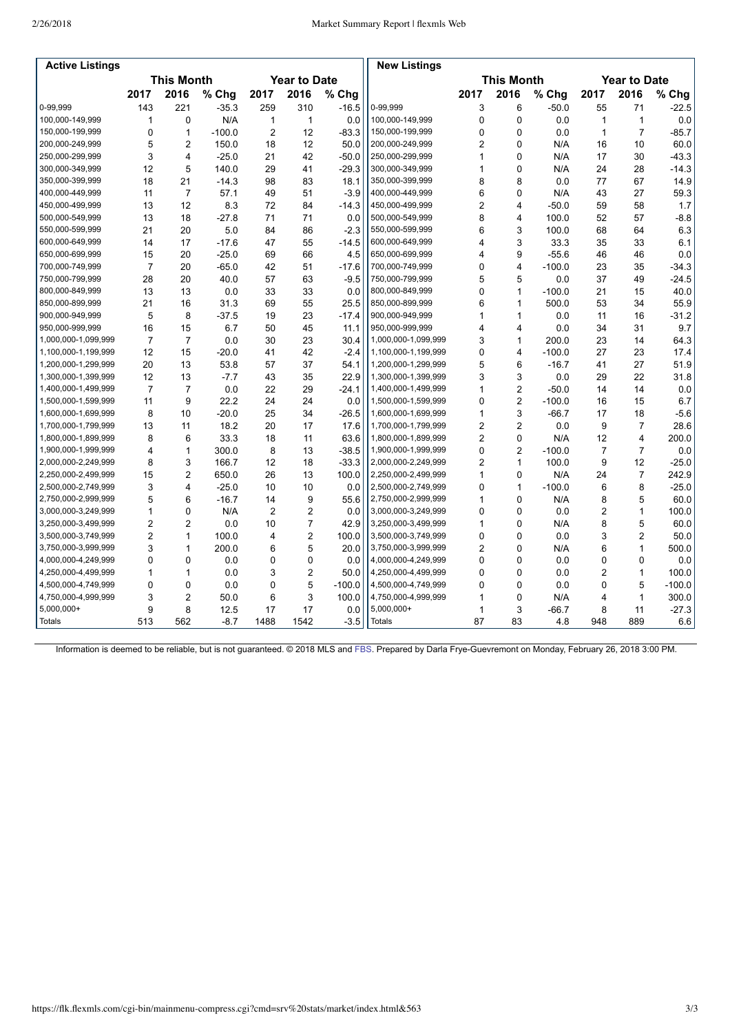| Active Listings | | | | | | |
|---|---|---|---|---|---|---|
| | This Month | | | Year to Date | | |
| | 2017 | 2016 | % Chg | 2017 | 2016 | % Chg |
| 0-99,999 | 143 | 221 | -35.3 | 259 | 310 | -16.5 |
| 100,000-149,999 | 1 | 0 | N/A | 1 | 1 | 0.0 |
| 150,000-199,999 | 0 | 1 | -100.0 | 2 | 12 | -83.3 |
| 200,000-249,999 | 5 | 2 | 150.0 | 18 | 12 | 50.0 |
| 250,000-299,999 | 3 | 4 | -25.0 | 21 | 42 | -50.0 |
| 300,000-349,999 | 12 | 5 | 140.0 | 29 | 41 | -29.3 |
| 350,000-399,999 | 18 | 21 | -14.3 | 98 | 83 | 18.1 |
| 400,000-449,999 | 11 | 7 | 57.1 | 49 | 51 | -3.9 |
| 450,000-499,999 | 13 | 12 | 8.3 | 72 | 84 | -14.3 |
| 500,000-549,999 | 13 | 18 | -27.8 | 71 | 71 | 0.0 |
| 550,000-599,999 | 21 | 20 | 5.0 | 84 | 86 | -2.3 |
| 600,000-649,999 | 14 | 17 | -17.6 | 47 | 55 | -14.5 |
| 650,000-699,999 | 15 | 20 | -25.0 | 69 | 66 | 4.5 |
| 700,000-749,999 | 7 | 20 | -65.0 | 42 | 51 | -17.6 |
| 750,000-799,999 | 28 | 20 | 40.0 | 57 | 63 | -9.5 |
| 800,000-849,999 | 13 | 13 | 0.0 | 33 | 33 | 0.0 |
| 850,000-899,999 | 21 | 16 | 31.3 | 69 | 55 | 25.5 |
| 900,000-949,999 | 5 | 8 | -37.5 | 19 | 23 | -17.4 |
| 950,000-999,999 | 16 | 15 | 6.7 | 50 | 45 | 11.1 |
| 1,000,000-1,099,999 | 7 | 7 | 0.0 | 30 | 23 | 30.4 |
| 1,100,000-1,199,999 | 12 | 15 | -20.0 | 41 | 42 | -2.4 |
| 1,200,000-1,299,999 | 20 | 13 | 53.8 | 57 | 37 | 54.1 |
| 1,300,000-1,399,999 | 12 | 13 | -7.7 | 43 | 35 | 22.9 |
| 1,400,000-1,499,999 | 7 | 7 | 0.0 | 22 | 29 | -24.1 |
| 1,500,000-1,599,999 | 11 | 9 | 22.2 | 24 | 24 | 0.0 |
| 1,600,000-1,699,999 | 8 | 10 | -20.0 | 25 | 34 | -26.5 |
| 1,700,000-1,799,999 | 13 | 11 | 18.2 | 20 | 17 | 17.6 |
| 1,800,000-1,899,999 | 8 | 6 | 33.3 | 18 | 11 | 63.6 |
| 1,900,000-1,999,999 | 4 | 1 | 300.0 | 8 | 13 | -38.5 |
| 2,000,000-2,249,999 | 8 | 3 | 166.7 | 12 | 18 | -33.3 |
| 2,250,000-2,499,999 | 15 | 2 | 650.0 | 26 | 13 | 100.0 |
| 2,500,000-2,749,999 | 3 | 4 | -25.0 | 10 | 10 | 0.0 |
| 2,750,000-2,999,999 | 5 | 6 | -16.7 | 14 | 9 | 55.6 |
| 3,000,000-3,249,999 | 1 | 0 | N/A | 2 | 2 | 0.0 |
| 3,250,000-3,499,999 | 2 | 2 | 0.0 | 10 | 7 | 42.9 |
| 3,500,000-3,749,999 | 2 | 1 | 100.0 | 4 | 2 | 100.0 |
| 3,750,000-3,999,999 | 3 | 1 | 200.0 | 6 | 5 | 20.0 |
| 4,000,000-4,249,999 | 0 | 0 | 0.0 | 0 | 0 | 0.0 |
| 4,250,000-4,499,999 | 1 | 1 | 0.0 | 3 | 2 | 50.0 |
| 4,500,000-4,749,999 | 0 | 0 | 0.0 | 0 | 5 | -100.0 |
| 4,750,000-4,999,999 | 3 | 2 | 50.0 | 6 | 3 | 100.0 |
| 5,000,000+ | 9 | 8 | 12.5 | 17 | 17 | 0.0 |
| Totals | 513 | 562 | -8.7 | 1488 | 1542 | -3.5 |

| New Listings | | | | | | |
|---|---|---|---|---|---|---|
| | This Month | | | Year to Date | | |
| | 2017 | 2016 | % Chg | 2017 | 2016 | % Chg |
| 0-99,999 | 3 | 6 | -50.0 | 55 | 71 | -22.5 |
| 100,000-149,999 | 0 | 0 | 0.0 | 1 | 1 | 0.0 |
| 150,000-199,999 | 0 | 0 | 0.0 | 1 | 7 | -85.7 |
| 200,000-249,999 | 2 | 0 | N/A | 16 | 10 | 60.0 |
| 250,000-299,999 | 1 | 0 | N/A | 17 | 30 | -43.3 |
| 300,000-349,999 | 1 | 0 | N/A | 24 | 28 | -14.3 |
| 350,000-399,999 | 8 | 8 | 0.0 | 77 | 67 | 14.9 |
| 400,000-449,999 | 6 | 0 | N/A | 43 | 27 | 59.3 |
| 450,000-499,999 | 2 | 4 | -50.0 | 59 | 58 | 1.7 |
| 500,000-549,999 | 8 | 4 | 100.0 | 52 | 57 | -8.8 |
| 550,000-599,999 | 6 | 3 | 100.0 | 68 | 64 | 6.3 |
| 600,000-649,999 | 4 | 3 | 33.3 | 35 | 33 | 6.1 |
| 650,000-699,999 | 4 | 9 | -55.6 | 46 | 46 | 0.0 |
| 700,000-749,999 | 0 | 4 | -100.0 | 23 | 35 | -34.3 |
| 750,000-799,999 | 5 | 5 | 0.0 | 37 | 49 | -24.5 |
| 800,000-849,999 | 0 | 1 | -100.0 | 21 | 15 | 40.0 |
| 850,000-899,999 | 6 | 1 | 500.0 | 53 | 34 | 55.9 |
| 900,000-949,999 | 1 | 1 | 0.0 | 11 | 16 | -31.2 |
| 950,000-999,999 | 4 | 4 | 0.0 | 34 | 31 | 9.7 |
| 1,000,000-1,099,999 | 3 | 1 | 200.0 | 23 | 14 | 64.3 |
| 1,100,000-1,199,999 | 0 | 4 | -100.0 | 27 | 23 | 17.4 |
| 1,200,000-1,299,999 | 5 | 6 | -16.7 | 41 | 27 | 51.9 |
| 1,300,000-1,399,999 | 3 | 3 | 0.0 | 29 | 22 | 31.8 |
| 1,400,000-1,499,999 | 1 | 2 | -50.0 | 14 | 14 | 0.0 |
| 1,500,000-1,599,999 | 0 | 2 | -100.0 | 16 | 15 | 6.7 |
| 1,600,000-1,699,999 | 1 | 3 | -66.7 | 17 | 18 | -5.6 |
| 1,700,000-1,799,999 | 2 | 2 | 0.0 | 9 | 7 | 28.6 |
| 1,800,000-1,899,999 | 2 | 0 | N/A | 12 | 4 | 200.0 |
| 1,900,000-1,999,999 | 0 | 2 | -100.0 | 7 | 7 | 0.0 |
| 2,000,000-2,249,999 | 2 | 1 | 100.0 | 9 | 12 | -25.0 |
| 2,250,000-2,499,999 | 1 | 0 | N/A | 24 | 7 | 242.9 |
| 2,500,000-2,749,999 | 0 | 1 | -100.0 | 6 | 8 | -25.0 |
| 2,750,000-2,999,999 | 1 | 0 | N/A | 8 | 5 | 60.0 |
| 3,000,000-3,249,999 | 0 | 0 | 0.0 | 2 | 1 | 100.0 |
| 3,250,000-3,499,999 | 1 | 0 | N/A | 8 | 5 | 60.0 |
| 3,500,000-3,749,999 | 0 | 0 | 0.0 | 3 | 2 | 50.0 |
| 3,750,000-3,999,999 | 2 | 0 | N/A | 6 | 1 | 500.0 |
| 4,000,000-4,249,999 | 0 | 0 | 0.0 | 0 | 0 | 0.0 |
| 4,250,000-4,499,999 | 0 | 0 | 0.0 | 2 | 1 | 100.0 |
| 4,500,000-4,749,999 | 0 | 0 | 0.0 | 0 | 5 | -100.0 |
| 4,750,000-4,999,999 | 1 | 0 | N/A | 4 | 1 | 300.0 |
| 5,000,000+ | 1 | 3 | -66.7 | 8 | 11 | -27.3 |
| Totals | 87 | 83 | 4.8 | 948 | 889 | 6.6 |

Information is deemed to be reliable, but is not guaranteed. © 2018 MLS and FBS. Prepared by Darla Frye-Guevremont on Monday, February 26, 2018 3:00 PM.